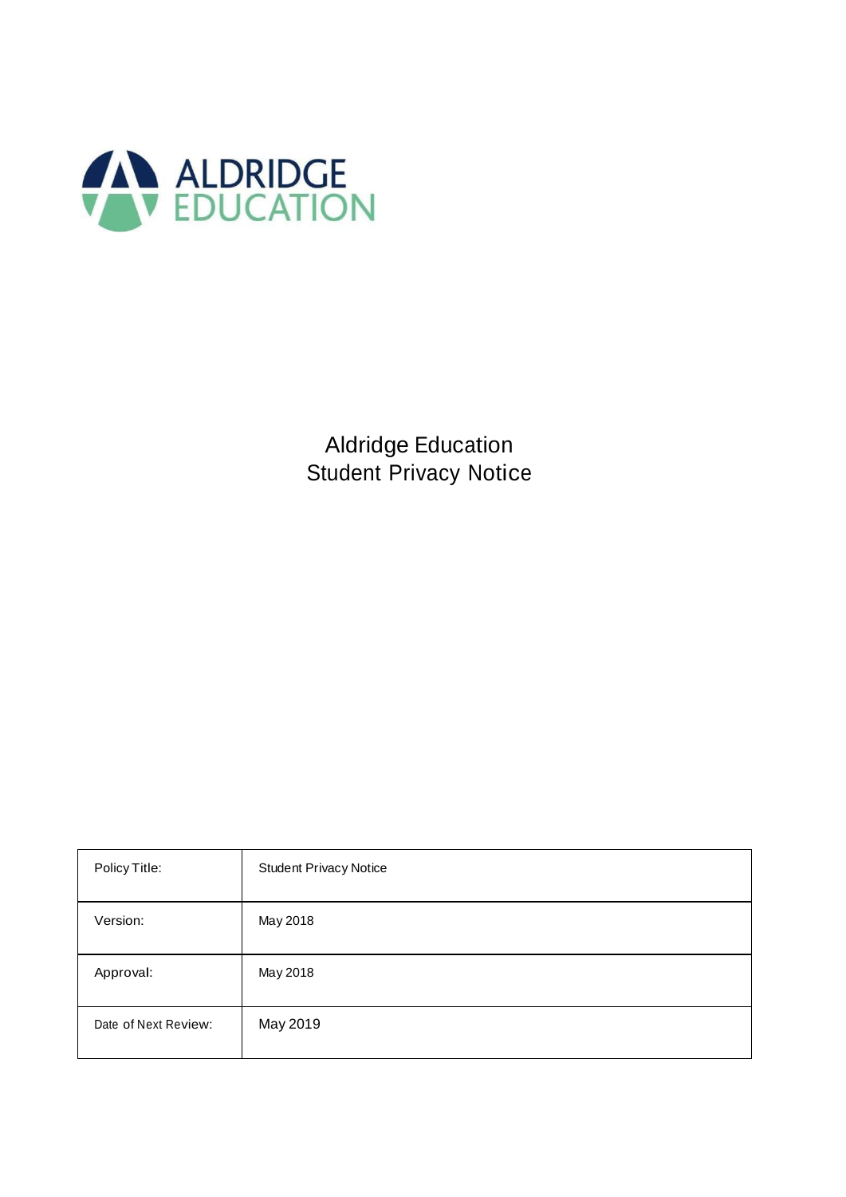ALDRIDGE
EDUCATION

# Aldridge Education
# Student Privacy Notice

| | |
|---|---|
| Policy Title: | Student Privacy Notice |
| Version: | May 2018 |
| Approval: | May 2018 |
| Date of Next Review: | May 2019 |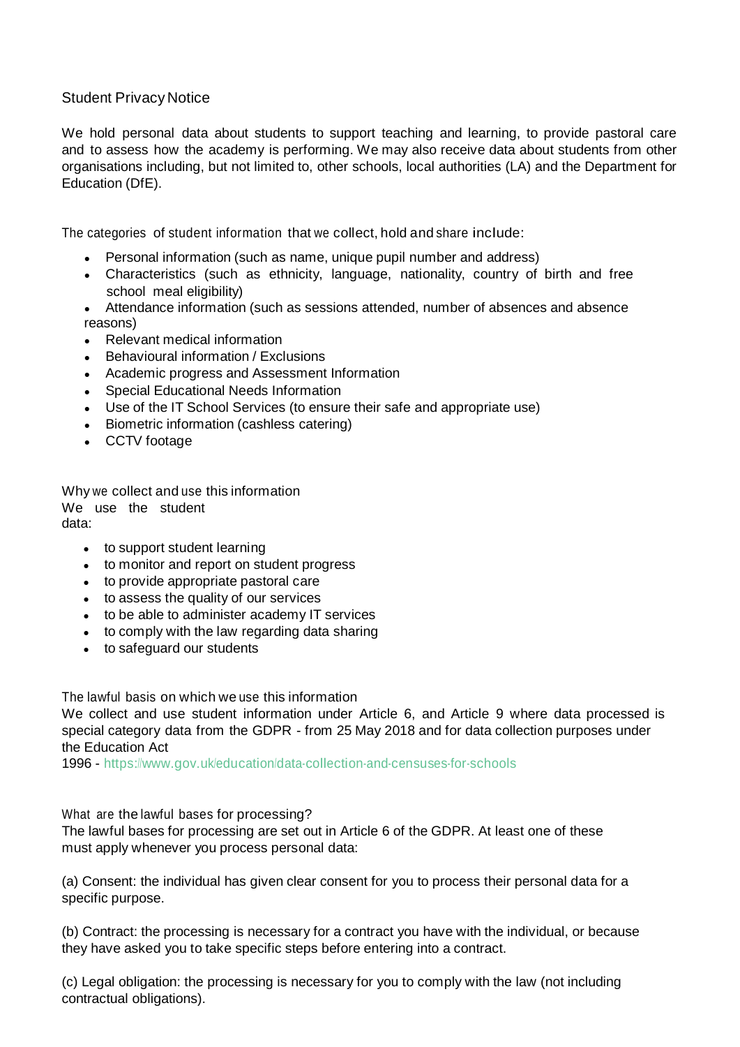## Student Privacy Notice

We hold personal data about students to support teaching and learning, to provide pastoral care and to assess how the academy is performing. We may also receive data about students from other organisations including, but not limited to, other schools, local authorities (LA) and the Department for Education (DfE).

The categories of student information that we collect, hold and share include:

- Personal information (such as name, unique pupil number and address)
- Characteristics (such as ethnicity, language, nationality, country of birth and free school meal eligibility)
- Attendance information (such as sessions attended, number of absences and absence reasons)
- Relevant medical information
- Behavioural information / Exclusions
- Academic progress and Assessment Information
- Special Educational Needs Information
- Use of the IT School Services (to ensure their safe and appropriate use)
- Biometric information (cashless catering)
- CCTV footage

### Why we collect and use this information

We use the student data:

- to support student learning
- to monitor and report on student progress
- to provide appropriate pastoral care
- to assess the quality of our services
- to be able to administer academy IT services
- to comply with the law regarding data sharing
- to safeguard our students

### The lawful basis on which we use this information

We collect and use student information under Article 6, and Article 9 where data processed is special category data from the GDPR - from 25 May 2018 and for data collection purposes under the Education Act 1996 - https://www.gov.uk/education/data-collection-and-censuses-for-schools

### What are the lawful bases for processing?

The lawful bases for processing are set out in Article 6 of the GDPR. At least one of these must apply whenever you process personal data:

(a) Consent: the individual has given clear consent for you to process their personal data for a specific purpose.

(b) Contract: the processing is necessary for a contract you have with the individual, or because they have asked you to take specific steps before entering into a contract.

(c) Legal obligation: the processing is necessary for you to comply with the law (not including contractual obligations).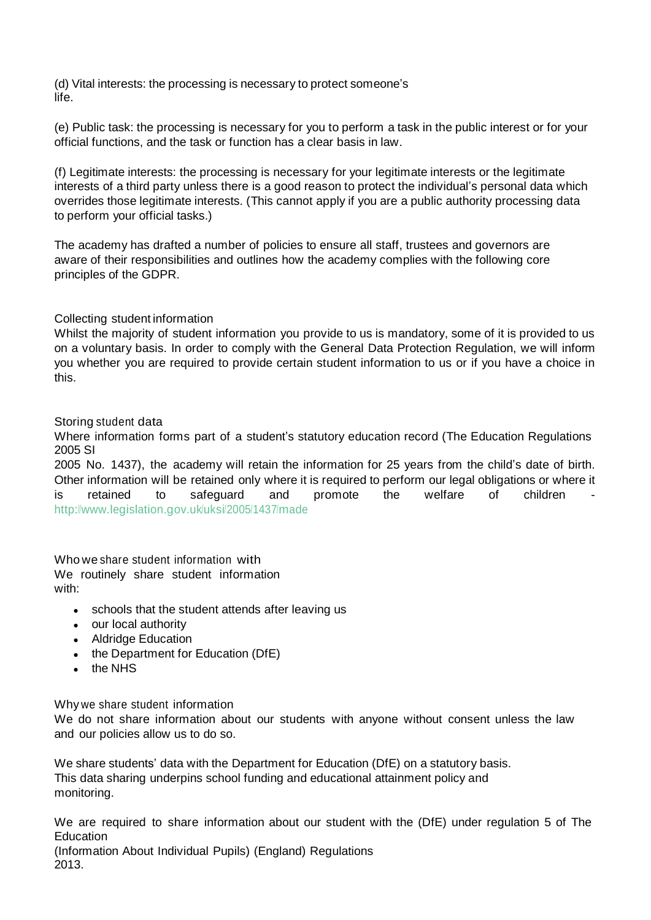(d) Vital interests: the processing is necessary to protect someone's life.

(e) Public task: the processing is necessary for you to perform a task in the public interest or for your official functions, and the task or function has a clear basis in law.

(f) Legitimate interests: the processing is necessary for your legitimate interests or the legitimate interests of a third party unless there is a good reason to protect the individual's personal data which overrides those legitimate interests. (This cannot apply if you are a public authority processing data to perform your official tasks.)

The academy has drafted a number of policies to ensure all staff, trustees and governors are aware of their responsibilities and outlines how the academy complies with the following core principles of the GDPR.

### Collecting student information

Whilst the majority of student information you provide to us is mandatory, some of it is provided to us on a voluntary basis. In order to comply with the General Data Protection Regulation, we will inform you whether you are required to provide certain student information to us or if you have a choice in this.

### Storing student data

Where information forms part of a student's statutory education record (The Education Regulations 2005 SI 2005 No. 1437), the academy will retain the information for 25 years from the child's date of birth. Other information will be retained only where it is required to perform our legal obligations or where it is retained to safeguard and promote the welfare of children - http://www.legislation.gov.uk/uksi/2005/1437/made

### Who we share student information with

We routinely share student information with:

- schools that the student attends after leaving us
- our local authority
- Aldridge Education
- the Department for Education (DfE)
- the NHS

### Why we share student information

We do not share information about our students with anyone without consent unless the law and our policies allow us to do so.

We share students' data with the Department for Education (DfE) on a statutory basis. This data sharing underpins school funding and educational attainment policy and monitoring.

We are required to share information about our student with the (DfE) under regulation 5 of The Education (Information About Individual Pupils) (England) Regulations 2013.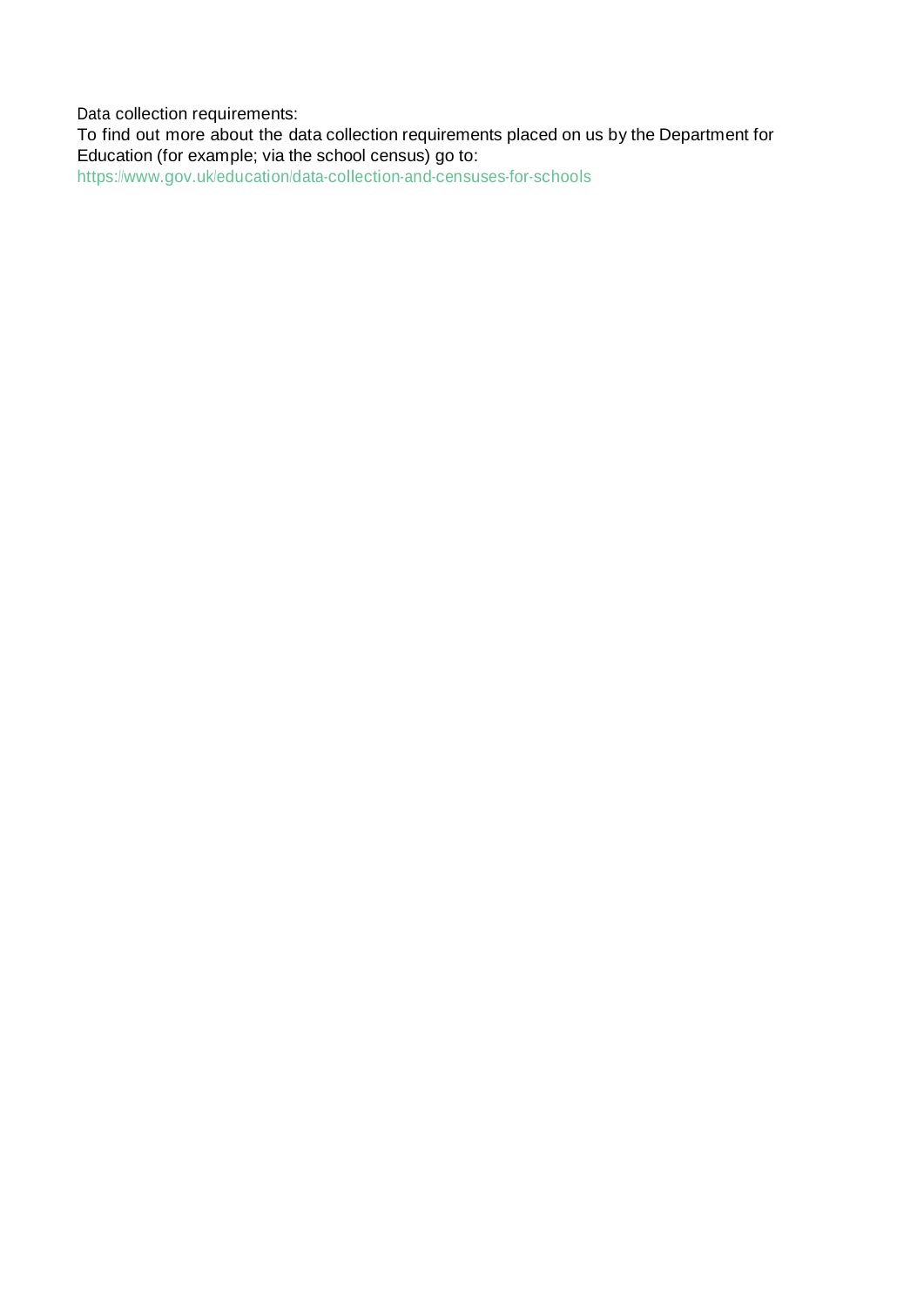Data collection requirements:

To find out more about the data collection requirements placed on us by the Department for Education (for example; via the school census) go to:

https://www.gov.uk/education/data-collection-and-censuses-for-schools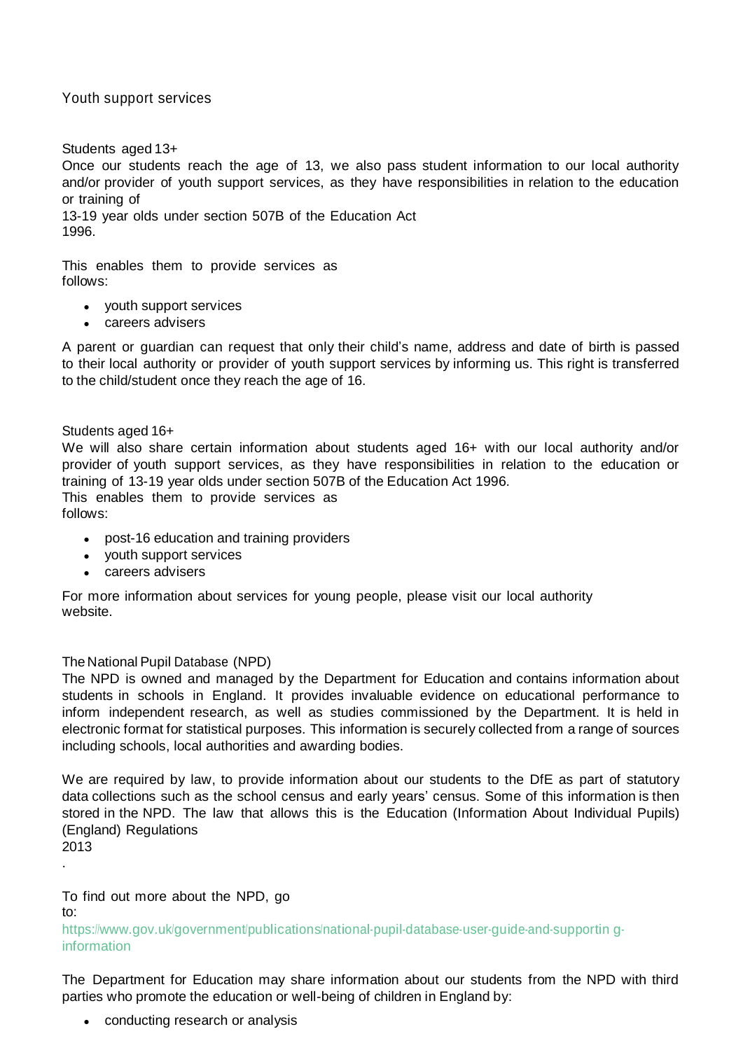## Youth support services

### Students aged 13+

Once our students reach the age of 13, we also pass student information to our local authority and/or provider of youth support services, as they have responsibilities in relation to the education or training of 13-19 year olds under section 507B of the Education Act 1996.

This enables them to provide services as follows:

- youth support services
- careers advisers

A parent or guardian can request that only their child's name, address and date of birth is passed to their local authority or provider of youth support services by informing us. This right is transferred to the child/student once they reach the age of 16.

### Students aged 16+

We will also share certain information about students aged 16+ with our local authority and/or provider of youth support services, as they have responsibilities in relation to the education or training of 13-19 year olds under section 507B of the Education Act 1996.

This enables them to provide services as follows:

- post-16 education and training providers
- youth support services
- careers advisers

For more information about services for young people, please visit our local authority website.

## The National Pupil Database (NPD)

The NPD is owned and managed by the Department for Education and contains information about students in schools in England. It provides invaluable evidence on educational performance to inform independent research, as well as studies commissioned by the Department. It is held in electronic format for statistical purposes. This information is securely collected from a range of sources including schools, local authorities and awarding bodies.

We are required by law, to provide information about our students to the DfE as part of statutory data collections such as the school census and early years' census. Some of this information is then stored in the NPD. The law that allows this is the Education (Information About Individual Pupils) (England) Regulations 2013.

To find out more about the NPD, go to: https://www.gov.uk/government/publications/national-pupil-database-user-guide-and-supporting-information

The Department for Education may share information about our students from the NPD with third parties who promote the education or well-being of children in England by:

- conducting research or analysis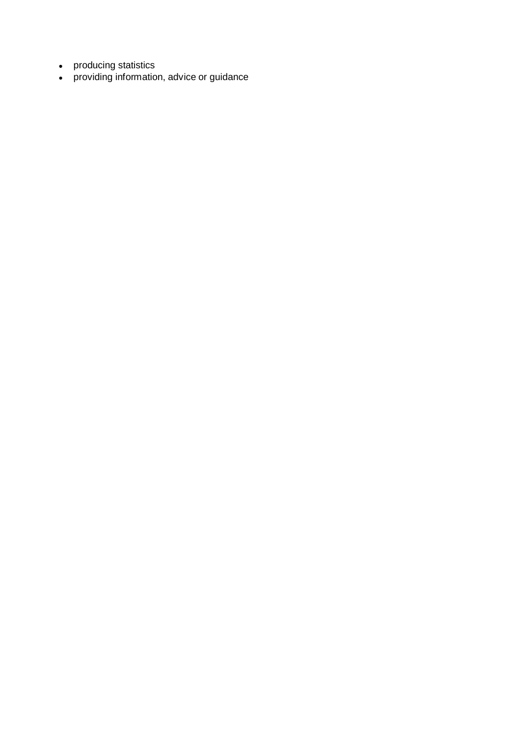- producing statistics
- providing information, advice or guidance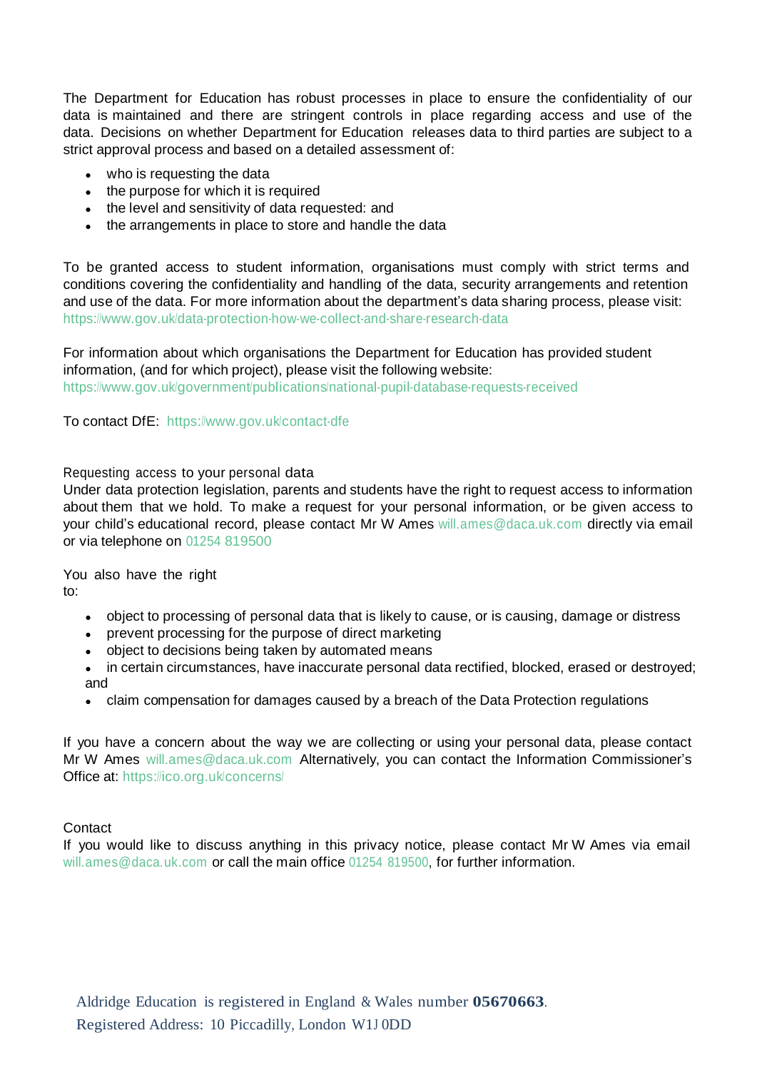The Department for Education has robust processes in place to ensure the confidentiality of our data is maintained and there are stringent controls in place regarding access and use of the data. Decisions on whether Department for Education releases data to third parties are subject to a strict approval process and based on a detailed assessment of:

- who is requesting the data
- the purpose for which it is required
- the level and sensitivity of data requested: and
- the arrangements in place to store and handle the data

To be granted access to student information, organisations must comply with strict terms and conditions covering the confidentiality and handling of the data, security arrangements and retention and use of the data. For more information about the department's data sharing process, please visit: https://www.gov.uk/data-protection-how-we-collect-and-share-research-data

For information about which organisations the Department for Education has provided student information, (and for which project), please visit the following website: https://www.gov.uk/government/publications/national-pupil-database-requests-received

To contact DfE: https://www.gov.uk/contact-dfe

## Requesting access to your personal data

Under data protection legislation, parents and students have the right to request access to information about them that we hold. To make a request for your personal information, or be given access to your child's educational record, please contact Mr W Ames will.ames@daca.uk.com directly via email or via telephone on 01254 819500

You also have the right to:

- object to processing of personal data that is likely to cause, or is causing, damage or distress
- prevent processing for the purpose of direct marketing
- object to decisions being taken by automated means
- in certain circumstances, have inaccurate personal data rectified, blocked, erased or destroyed; and
- claim compensation for damages caused by a breach of the Data Protection regulations

If you have a concern about the way we are collecting or using your personal data, please contact Mr W Ames will.ames@daca.uk.com Alternatively, you can contact the Information Commissioner's Office at: https://ico.org.uk/concerns/

## Contact

If you would like to discuss anything in this privacy notice, please contact Mr W Ames via email will.ames@daca.uk.com or call the main office 01254 819500, for further information.

Aldridge Education is registered in England & Wales number **05670663**.
Registered Address: 10 Piccadilly, London W1J 0DD